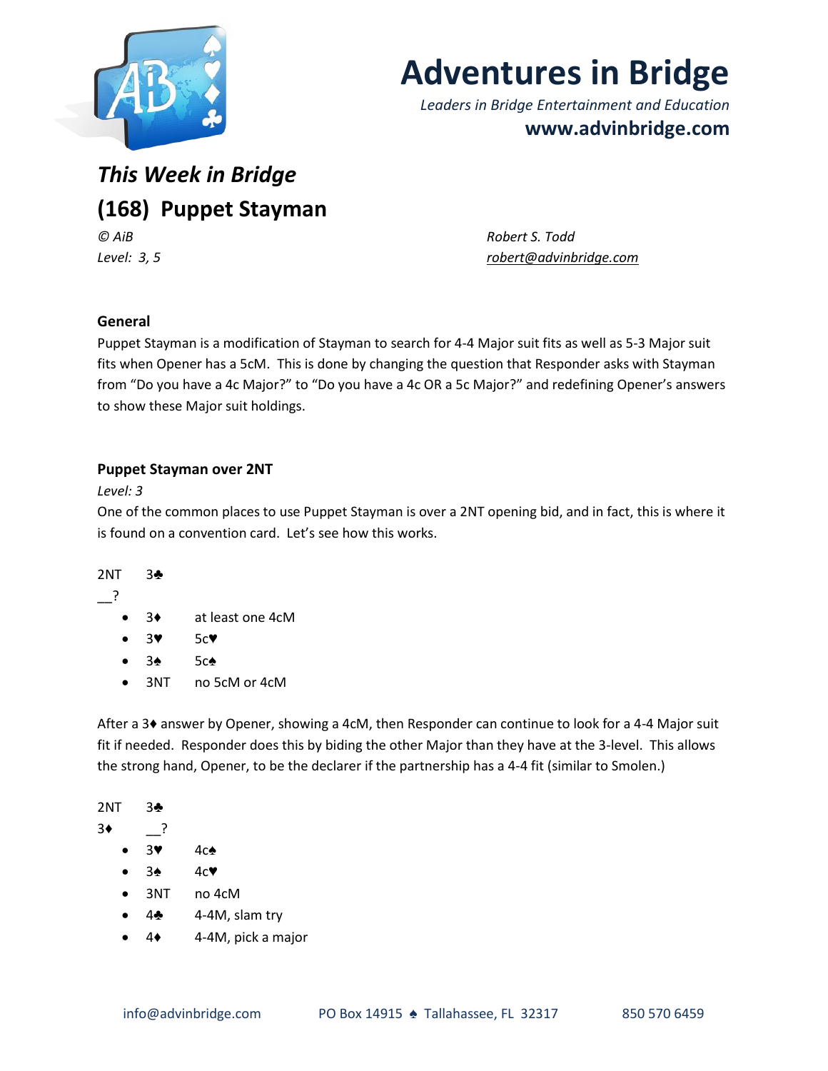# Adventures in Bridge

*Leaders in Bridge Entertainment and Education*

**www.advinbridge.com**

## *This Week in Bridge*

## (168) Puppet Stayman

*© AiB*
*Level: 3, 5*

*Robert S. Todd*
*robert@advinbridge.com*

### General

Puppet Stayman is a modification of Stayman to search for 4-4 Major suit fits as well as 5-3 Major suit fits when Opener has a 5cM. This is done by changing the question that Responder asks with Stayman from "Do you have a 4c Major?" to "Do you have a 4c OR a 5c Major?" and redefining Opener's answers to show these Major suit holdings.

### Puppet Stayman over 2NT

*Level: 3*

One of the common places to use Puppet Stayman is over a 2NT opening bid, and in fact, this is where it is found on a convention card. Let's see how this works.

2NT 3♣
__?

- 3♦ at least one 4cM
- 3♥ 5c♥
- 3♠ 5c♠
- 3NT no 5cM or 4cM

After a 3♦ answer by Opener, showing a 4cM, then Responder can continue to look for a 4-4 Major suit fit if needed. Responder does this by biding the other Major than they have at the 3-level. This allows the strong hand, Opener, to be the declarer if the partnership has a 4-4 fit (similar to Smolen.)

2NT 3♣
3♦ __?

- 3♥ 4c♠
- 3♠ 4c♥
- 3NT no 4cM
- 4♣ 4-4M, slam try
- 4♦ 4-4M, pick a major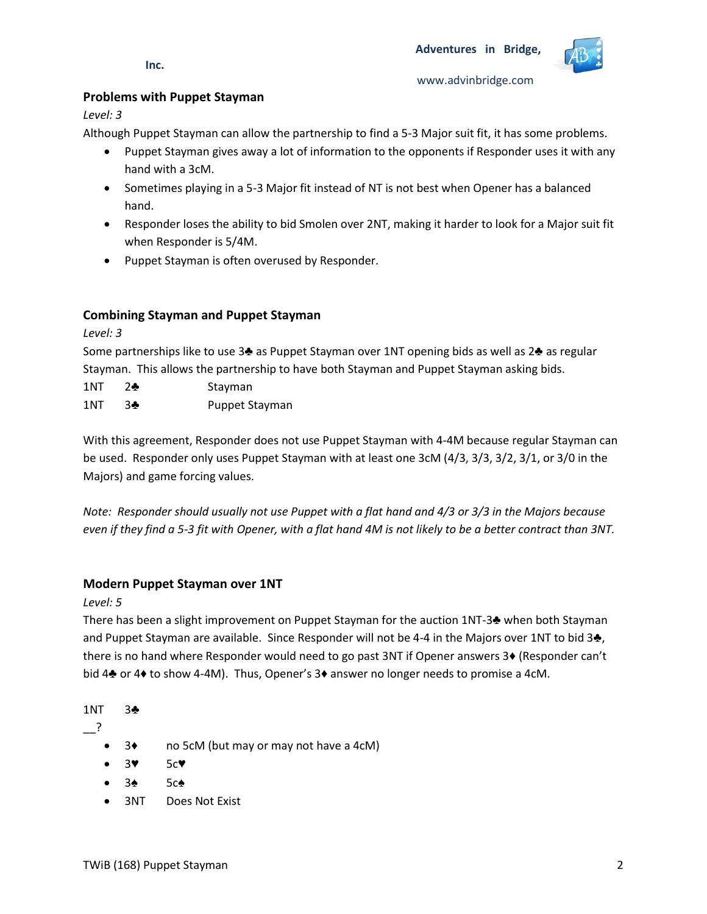## Problems with Puppet Stayman

*Level: 3*

Although Puppet Stayman can allow the partnership to find a 5-3 Major suit fit, it has some problems.

- Puppet Stayman gives away a lot of information to the opponents if Responder uses it with any hand with a 3cM.
- Sometimes playing in a 5-3 Major fit instead of NT is not best when Opener has a balanced hand.
- Responder loses the ability to bid Smolen over 2NT, making it harder to look for a Major suit fit when Responder is 5/4M.
- Puppet Stayman is often overused by Responder.

## Combining Stayman and Puppet Stayman

*Level: 3*

Some partnerships like to use 3♣ as Puppet Stayman over 1NT opening bids as well as 2♣ as regular Stayman. This allows the partnership to have both Stayman and Puppet Stayman asking bids.

1NT 2♣ Stayman
1NT 3♣ Puppet Stayman

With this agreement, Responder does not use Puppet Stayman with 4-4M because regular Stayman can be used. Responder only uses Puppet Stayman with at least one 3cM (4/3, 3/3, 3/2, 3/1, or 3/0 in the Majors) and game forcing values.

*Note: Responder should usually not use Puppet with a flat hand and 4/3 or 3/3 in the Majors because even if they find a 5-3 fit with Opener, with a flat hand 4M is not likely to be a better contract than 3NT.*

## Modern Puppet Stayman over 1NT

*Level: 5*

There has been a slight improvement on Puppet Stayman for the auction 1NT-3♣ when both Stayman and Puppet Stayman are available. Since Responder will not be 4-4 in the Majors over 1NT to bid 3♣, there is no hand where Responder would need to go past 3NT if Opener answers 3♦ (Responder can't bid 4♣ or 4♦ to show 4-4M). Thus, Opener's 3♦ answer no longer needs to promise a 4cM.

1NT 3♣
__?

- 3♦ no 5cM (but may or may not have a 4cM)
- 3♥ 5c♥
- 3♠ 5c♠
- 3NT Does Not Exist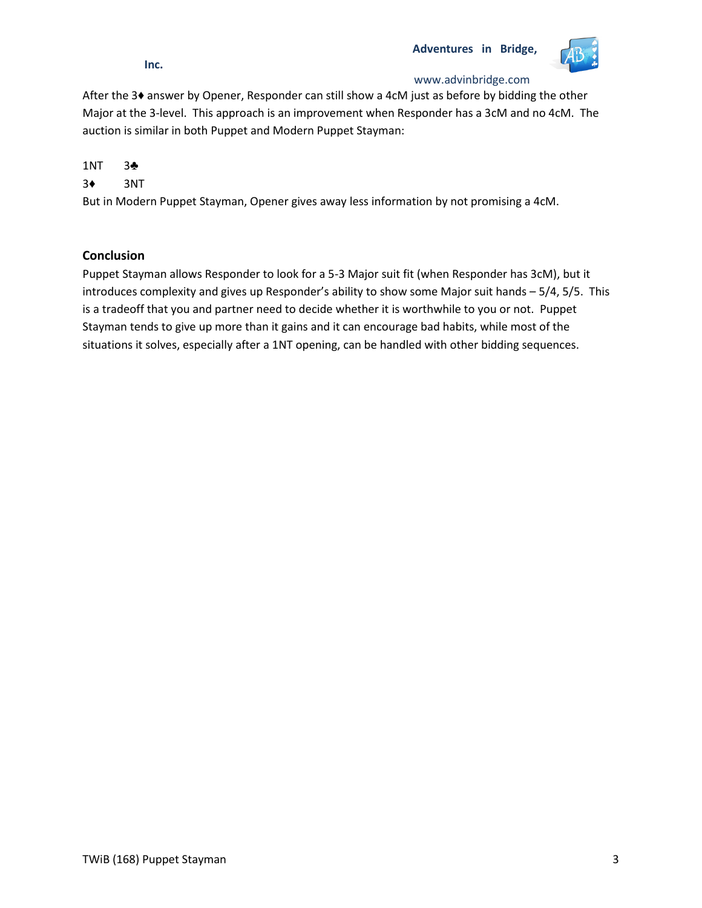After the 3♦ answer by Opener, Responder can still show a 4cM just as before by bidding the other Major at the 3-level. This approach is an improvement when Responder has a 3cM and no 4cM. The auction is similar in both Puppet and Modern Puppet Stayman:

1NT   3♣

3♦   3NT

But in Modern Puppet Stayman, Opener gives away less information by not promising a 4cM.

## Conclusion

Puppet Stayman allows Responder to look for a 5-3 Major suit fit (when Responder has 3cM), but it introduces complexity and gives up Responder's ability to show some Major suit hands – 5/4, 5/5. This is a tradeoff that you and partner need to decide whether it is worthwhile to you or not. Puppet Stayman tends to give up more than it gains and it can encourage bad habits, while most of the situations it solves, especially after a 1NT opening, can be handled with other bidding sequences.